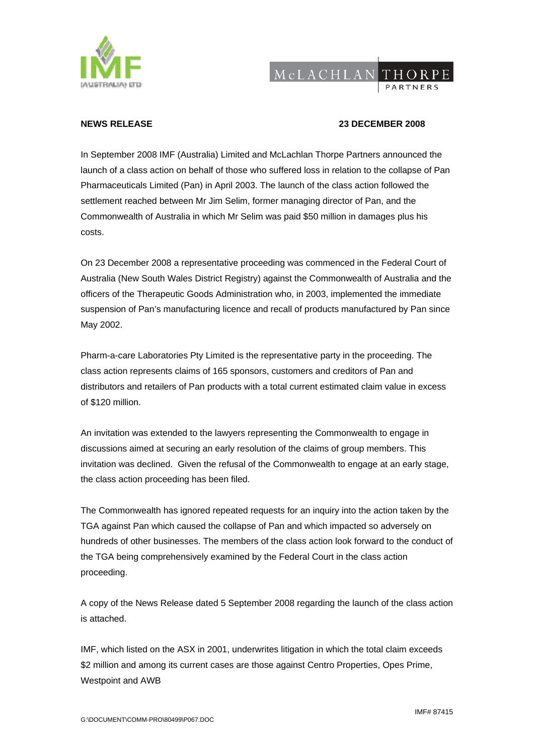IMF (AUSTRALIA) LTD

McLACHLAN THORPE PARTNERS

**NEWS RELEASE** **23 DECEMBER 2008**

In September 2008 IMF (Australia) Limited and McLachlan Thorpe Partners announced the launch of a class action on behalf of those who suffered loss in relation to the collapse of Pan Pharmaceuticals Limited (Pan) in April 2003. The launch of the class action followed the settlement reached between Mr Jim Selim, former managing director of Pan, and the Commonwealth of Australia in which Mr Selim was paid $50 million in damages plus his costs.

On 23 December 2008 a representative proceeding was commenced in the Federal Court of Australia (New South Wales District Registry) against the Commonwealth of Australia and the officers of the Therapeutic Goods Administration who, in 2003, implemented the immediate suspension of Pan's manufacturing licence and recall of products manufactured by Pan since May 2002.

Pharm-a-care Laboratories Pty Limited is the representative party in the proceeding. The class action represents claims of 165 sponsors, customers and creditors of Pan and distributors and retailers of Pan products with a total current estimated claim value in excess of $120 million.

An invitation was extended to the lawyers representing the Commonwealth to engage in discussions aimed at securing an early resolution of the claims of group members. This invitation was declined. Given the refusal of the Commonwealth to engage at an early stage, the class action proceeding has been filed.

The Commonwealth has ignored repeated requests for an inquiry into the action taken by the TGA against Pan which caused the collapse of Pan and which impacted so adversely on hundreds of other businesses. The members of the class action look forward to the conduct of the TGA being comprehensively examined by the Federal Court in the class action proceeding.

A copy of the News Release dated 5 September 2008 regarding the launch of the class action is attached.

IMF, which listed on the ASX in 2001, underwrites litigation in which the total claim exceeds $2 million and among its current cases are those against Centro Properties, Opes Prime, Westpoint and AWB

IMF# 87415

G:\DOCUMENT\COMM-PRO\80499\P067.DOC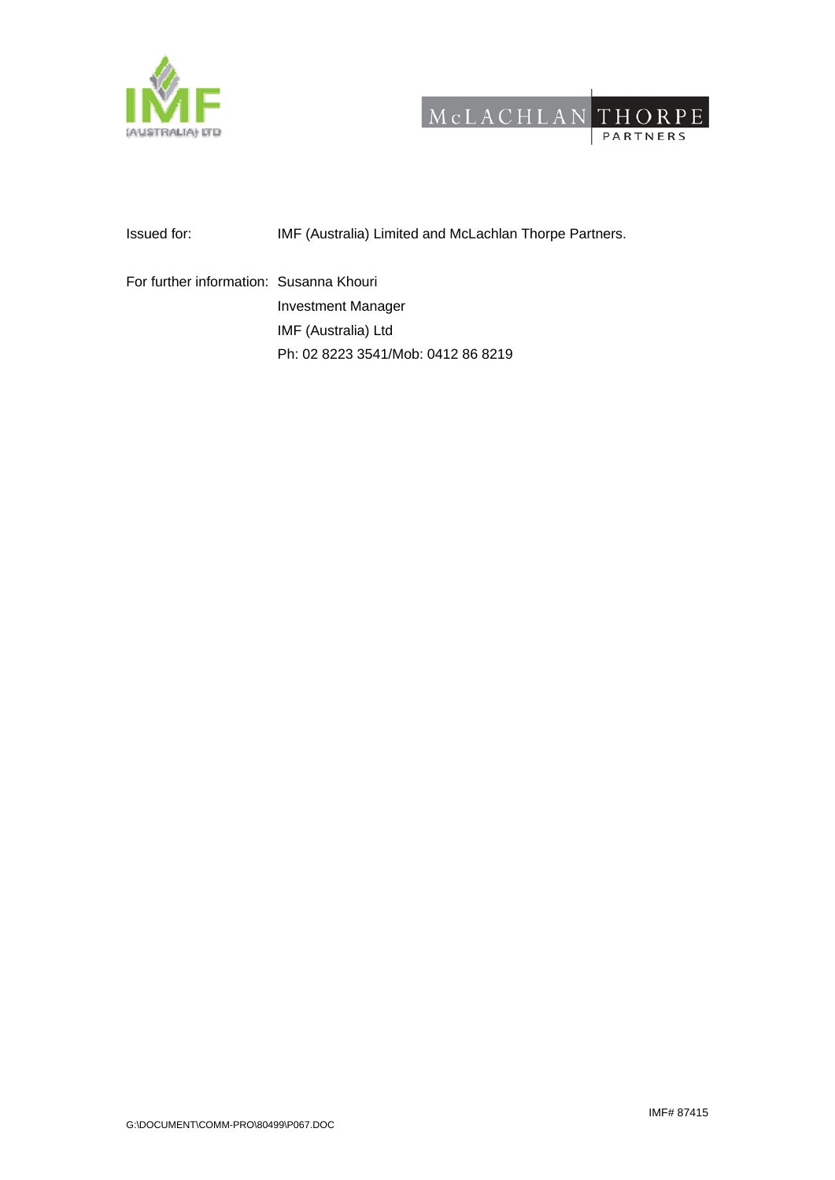Issued for: IMF (Australia) Limited and McLachlan Thorpe Partners.

For further information: Susanna Khouri
Investment Manager
IMF (Australia) Ltd
Ph: 02 8223 3541/Mob: 0412 86 8219

IMF# 87415

G:\DOCUMENT\COMM-PRO\80499\P067.DOC